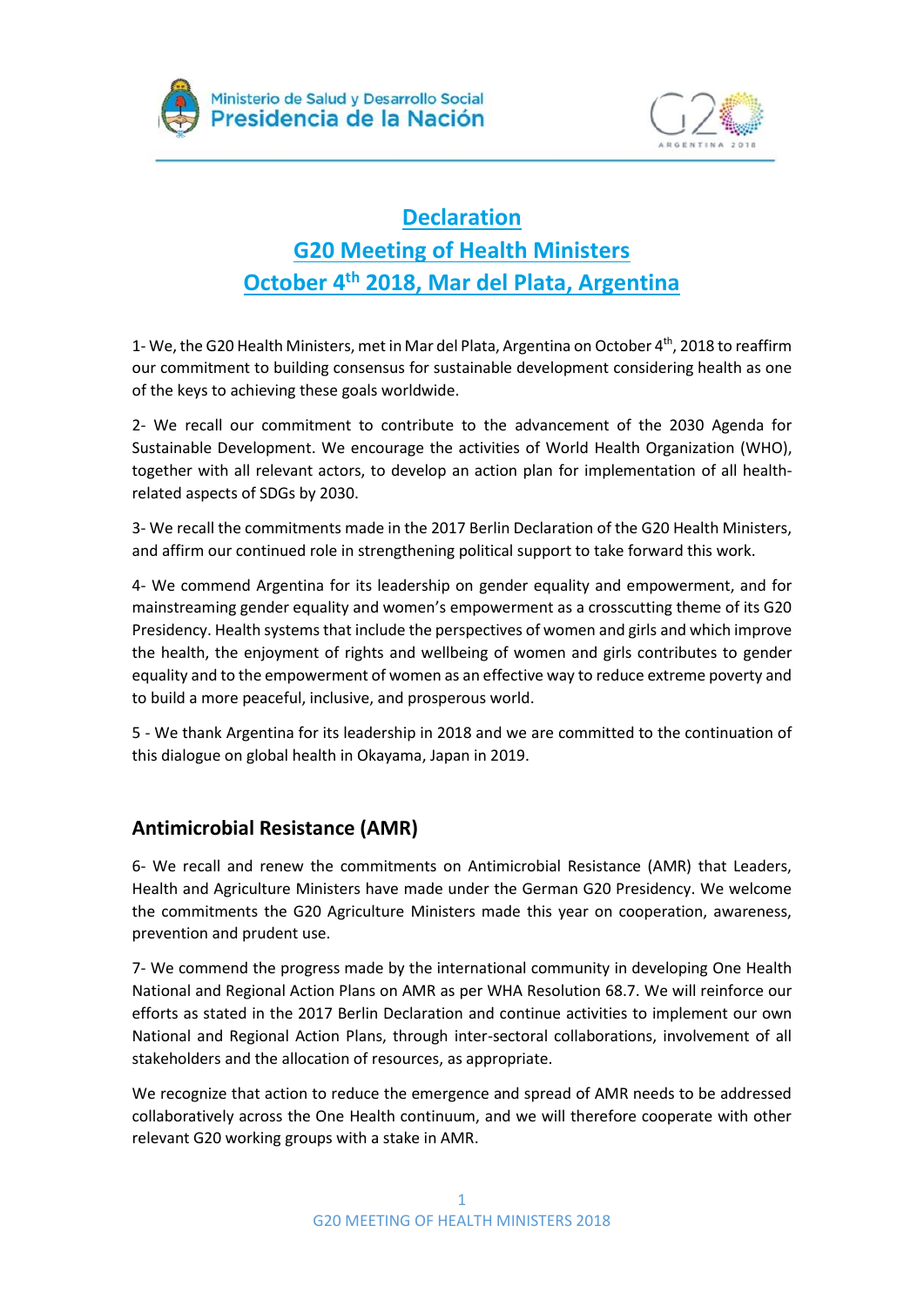# Declaration
# G20 Meeting of Health Ministers
# October 4th 2018, Mar del Plata, Argentina

1- We, the G20 Health Ministers, met in Mar del Plata, Argentina on October 4th, 2018 to reaffirm our commitment to building consensus for sustainable development considering health as one of the keys to achieving these goals worldwide.

2- We recall our commitment to contribute to the advancement of the 2030 Agenda for Sustainable Development. We encourage the activities of World Health Organization (WHO), together with all relevant actors, to develop an action plan for implementation of all health-related aspects of SDGs by 2030.

3- We recall the commitments made in the 2017 Berlin Declaration of the G20 Health Ministers, and affirm our continued role in strengthening political support to take forward this work.

4- We commend Argentina for its leadership on gender equality and empowerment, and for mainstreaming gender equality and women's empowerment as a crosscutting theme of its G20 Presidency. Health systems that include the perspectives of women and girls and which improve the health, the enjoyment of rights and wellbeing of women and girls contributes to gender equality and to the empowerment of women as an effective way to reduce extreme poverty and to build a more peaceful, inclusive, and prosperous world.

5 - We thank Argentina for its leadership in 2018 and we are committed to the continuation of this dialogue on global health in Okayama, Japan in 2019.

## Antimicrobial Resistance (AMR)

6- We recall and renew the commitments on Antimicrobial Resistance (AMR) that Leaders, Health and Agriculture Ministers have made under the German G20 Presidency. We welcome the commitments the G20 Agriculture Ministers made this year on cooperation, awareness, prevention and prudent use.

7- We commend the progress made by the international community in developing One Health National and Regional Action Plans on AMR as per WHA Resolution 68.7. We will reinforce our efforts as stated in the 2017 Berlin Declaration and continue activities to implement our own National and Regional Action Plans, through inter-sectoral collaborations, involvement of all stakeholders and the allocation of resources, as appropriate.

We recognize that action to reduce the emergence and spread of AMR needs to be addressed collaboratively across the One Health continuum, and we will therefore cooperate with other relevant G20 working groups with a stake in AMR.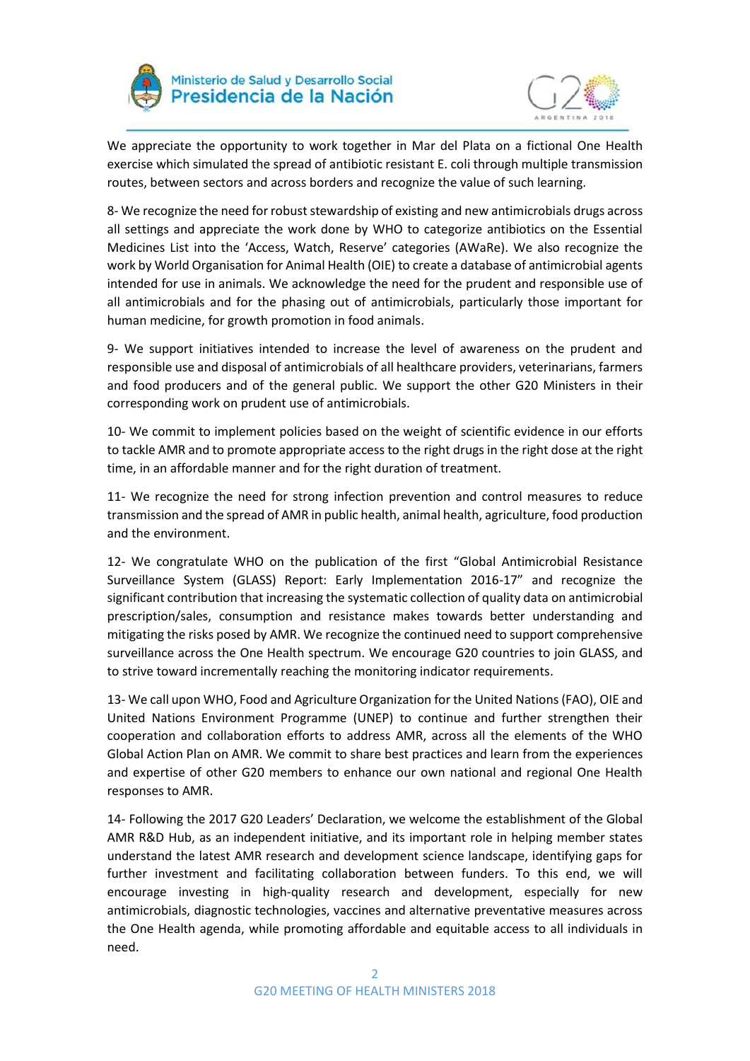We appreciate the opportunity to work together in Mar del Plata on a fictional One Health exercise which simulated the spread of antibiotic resistant E. coli through multiple transmission routes, between sectors and across borders and recognize the value of such learning.

8- We recognize the need for robust stewardship of existing and new antimicrobials drugs across all settings and appreciate the work done by WHO to categorize antibiotics on the Essential Medicines List into the 'Access, Watch, Reserve' categories (AWaRe). We also recognize the work by World Organisation for Animal Health (OIE) to create a database of antimicrobial agents intended for use in animals. We acknowledge the need for the prudent and responsible use of all antimicrobials and for the phasing out of antimicrobials, particularly those important for human medicine, for growth promotion in food animals.

9- We support initiatives intended to increase the level of awareness on the prudent and responsible use and disposal of antimicrobials of all healthcare providers, veterinarians, farmers and food producers and of the general public. We support the other G20 Ministers in their corresponding work on prudent use of antimicrobials.

10- We commit to implement policies based on the weight of scientific evidence in our efforts to tackle AMR and to promote appropriate access to the right drugs in the right dose at the right time, in an affordable manner and for the right duration of treatment.

11- We recognize the need for strong infection prevention and control measures to reduce transmission and the spread of AMR in public health, animal health, agriculture, food production and the environment.

12- We congratulate WHO on the publication of the first "Global Antimicrobial Resistance Surveillance System (GLASS) Report: Early Implementation 2016-17" and recognize the significant contribution that increasing the systematic collection of quality data on antimicrobial prescription/sales, consumption and resistance makes towards better understanding and mitigating the risks posed by AMR. We recognize the continued need to support comprehensive surveillance across the One Health spectrum. We encourage G20 countries to join GLASS, and to strive toward incrementally reaching the monitoring indicator requirements.

13- We call upon WHO, Food and Agriculture Organization for the United Nations (FAO), OIE and United Nations Environment Programme (UNEP) to continue and further strengthen their cooperation and collaboration efforts to address AMR, across all the elements of the WHO Global Action Plan on AMR. We commit to share best practices and learn from the experiences and expertise of other G20 members to enhance our own national and regional One Health responses to AMR.

14- Following the 2017 G20 Leaders' Declaration, we welcome the establishment of the Global AMR R&D Hub, as an independent initiative, and its important role in helping member states understand the latest AMR research and development science landscape, identifying gaps for further investment and facilitating collaboration between funders. To this end, we will encourage investing in high-quality research and development, especially for new antimicrobials, diagnostic technologies, vaccines and alternative preventative measures across the One Health agenda, while promoting affordable and equitable access to all individuals in need.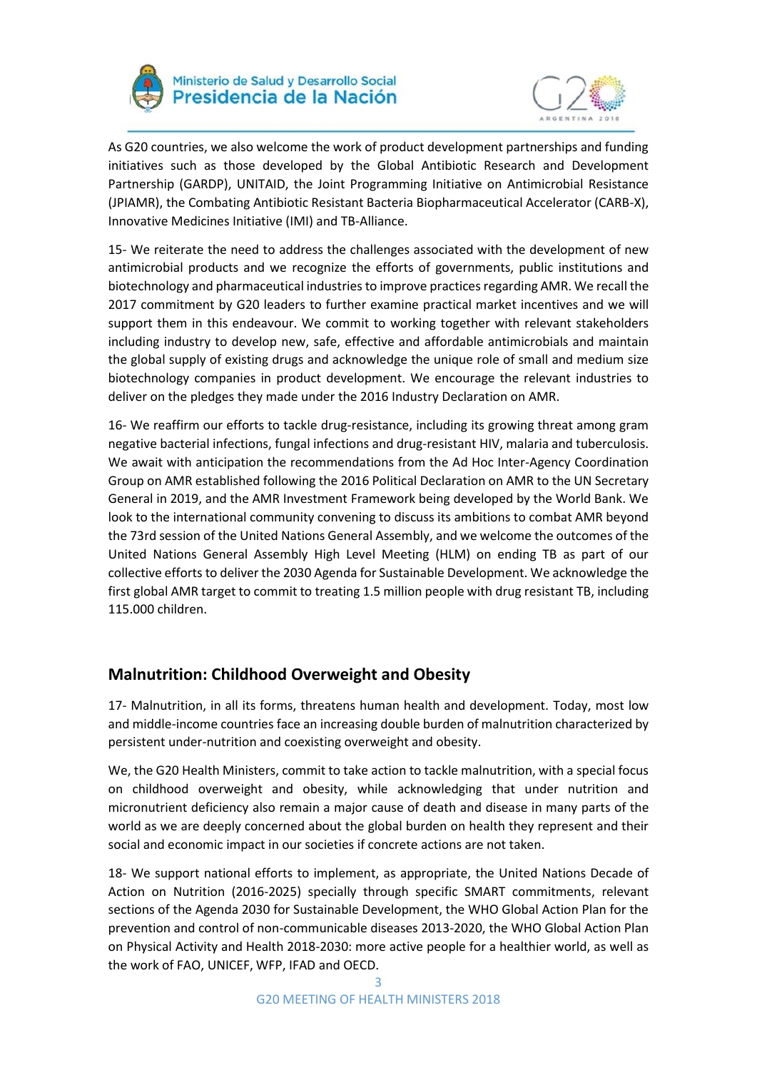As G20 countries, we also welcome the work of product development partnerships and funding initiatives such as those developed by the Global Antibiotic Research and Development Partnership (GARDP), UNITAID, the Joint Programming Initiative on Antimicrobial Resistance (JPIAMR), the Combating Antibiotic Resistant Bacteria Biopharmaceutical Accelerator (CARB-X), Innovative Medicines Initiative (IMI) and TB-Alliance.

15- We reiterate the need to address the challenges associated with the development of new antimicrobial products and we recognize the efforts of governments, public institutions and biotechnology and pharmaceutical industries to improve practices regarding AMR. We recall the 2017 commitment by G20 leaders to further examine practical market incentives and we will support them in this endeavour. We commit to working together with relevant stakeholders including industry to develop new, safe, effective and affordable antimicrobials and maintain the global supply of existing drugs and acknowledge the unique role of small and medium size biotechnology companies in product development. We encourage the relevant industries to deliver on the pledges they made under the 2016 Industry Declaration on AMR.

16- We reaffirm our efforts to tackle drug-resistance, including its growing threat among gram negative bacterial infections, fungal infections and drug-resistant HIV, malaria and tuberculosis. We await with anticipation the recommendations from the Ad Hoc Inter-Agency Coordination Group on AMR established following the 2016 Political Declaration on AMR to the UN Secretary General in 2019, and the AMR Investment Framework being developed by the World Bank. We look to the international community convening to discuss its ambitions to combat AMR beyond the 73rd session of the United Nations General Assembly, and we welcome the outcomes of the United Nations General Assembly High Level Meeting (HLM) on ending TB as part of our collective efforts to deliver the 2030 Agenda for Sustainable Development. We acknowledge the first global AMR target to commit to treating 1.5 million people with drug resistant TB, including 115.000 children.

## Malnutrition: Childhood Overweight and Obesity

17- Malnutrition, in all its forms, threatens human health and development. Today, most low and middle-income countries face an increasing double burden of malnutrition characterized by persistent under-nutrition and coexisting overweight and obesity.

We, the G20 Health Ministers, commit to take action to tackle malnutrition, with a special focus on childhood overweight and obesity, while acknowledging that under nutrition and micronutrient deficiency also remain a major cause of death and disease in many parts of the world as we are deeply concerned about the global burden on health they represent and their social and economic impact in our societies if concrete actions are not taken.

18- We support national efforts to implement, as appropriate, the United Nations Decade of Action on Nutrition (2016-2025) specially through specific SMART commitments, relevant sections of the Agenda 2030 for Sustainable Development, the WHO Global Action Plan for the prevention and control of non-communicable diseases 2013-2020, the WHO Global Action Plan on Physical Activity and Health 2018-2030: more active people for a healthier world, as well as the work of FAO, UNICEF, WFP, IFAD and OECD.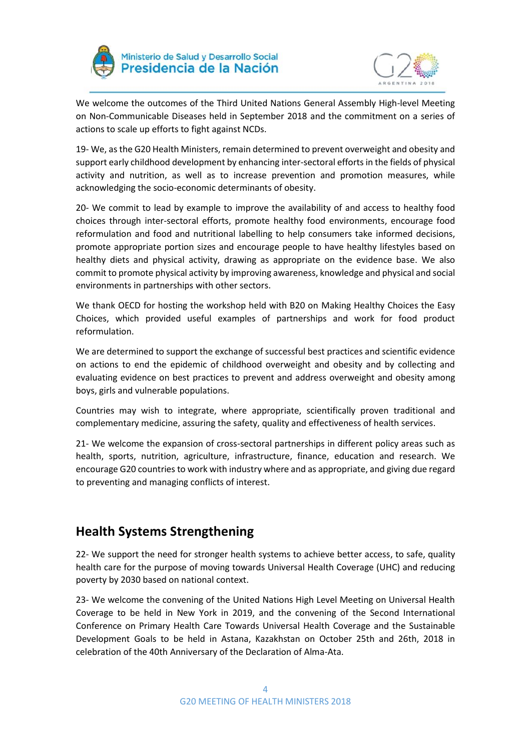We welcome the outcomes of the Third United Nations General Assembly High-level Meeting on Non-Communicable Diseases held in September 2018 and the commitment on a series of actions to scale up efforts to fight against NCDs.

19- We, as the G20 Health Ministers, remain determined to prevent overweight and obesity and support early childhood development by enhancing inter-sectoral efforts in the fields of physical activity and nutrition, as well as to increase prevention and promotion measures, while acknowledging the socio-economic determinants of obesity.

20- We commit to lead by example to improve the availability of and access to healthy food choices through inter-sectoral efforts, promote healthy food environments, encourage food reformulation and food and nutritional labelling to help consumers take informed decisions, promote appropriate portion sizes and encourage people to have healthy lifestyles based on healthy diets and physical activity, drawing as appropriate on the evidence base. We also commit to promote physical activity by improving awareness, knowledge and physical and social environments in partnerships with other sectors.

We thank OECD for hosting the workshop held with B20 on Making Healthy Choices the Easy Choices, which provided useful examples of partnerships and work for food product reformulation.

We are determined to support the exchange of successful best practices and scientific evidence on actions to end the epidemic of childhood overweight and obesity and by collecting and evaluating evidence on best practices to prevent and address overweight and obesity among boys, girls and vulnerable populations.

Countries may wish to integrate, where appropriate, scientifically proven traditional and complementary medicine, assuring the safety, quality and effectiveness of health services.

21- We welcome the expansion of cross-sectoral partnerships in different policy areas such as health, sports, nutrition, agriculture, infrastructure, finance, education and research. We encourage G20 countries to work with industry where and as appropriate, and giving due regard to preventing and managing conflicts of interest.

## Health Systems Strengthening

22- We support the need for stronger health systems to achieve better access, to safe, quality health care for the purpose of moving towards Universal Health Coverage (UHC) and reducing poverty by 2030 based on national context.

23- We welcome the convening of the United Nations High Level Meeting on Universal Health Coverage to be held in New York in 2019, and the convening of the Second International Conference on Primary Health Care Towards Universal Health Coverage and the Sustainable Development Goals to be held in Astana, Kazakhstan on October 25th and 26th, 2018 in celebration of the 40th Anniversary of the Declaration of Alma-Ata.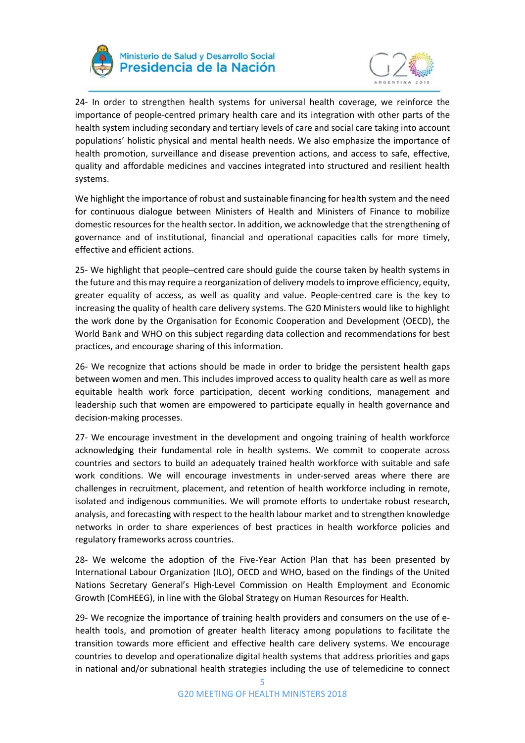24- In order to strengthen health systems for universal health coverage, we reinforce the importance of people-centred primary health care and its integration with other parts of the health system including secondary and tertiary levels of care and social care taking into account populations' holistic physical and mental health needs. We also emphasize the importance of health promotion, surveillance and disease prevention actions, and access to safe, effective, quality and affordable medicines and vaccines integrated into structured and resilient health systems.

We highlight the importance of robust and sustainable financing for health system and the need for continuous dialogue between Ministers of Health and Ministers of Finance to mobilize domestic resources for the health sector. In addition, we acknowledge that the strengthening of governance and of institutional, financial and operational capacities calls for more timely, effective and efficient actions.

25- We highlight that people–centred care should guide the course taken by health systems in the future and this may require a reorganization of delivery models to improve efficiency, equity, greater equality of access, as well as quality and value. People-centred care is the key to increasing the quality of health care delivery systems. The G20 Ministers would like to highlight the work done by the Organisation for Economic Cooperation and Development (OECD), the World Bank and WHO on this subject regarding data collection and recommendations for best practices, and encourage sharing of this information.

26- We recognize that actions should be made in order to bridge the persistent health gaps between women and men. This includes improved access to quality health care as well as more equitable health work force participation, decent working conditions, management and leadership such that women are empowered to participate equally in health governance and decision-making processes.

27- We encourage investment in the development and ongoing training of health workforce acknowledging their fundamental role in health systems. We commit to cooperate across countries and sectors to build an adequately trained health workforce with suitable and safe work conditions. We will encourage investments in under-served areas where there are challenges in recruitment, placement, and retention of health workforce including in remote, isolated and indigenous communities. We will promote efforts to undertake robust research, analysis, and forecasting with respect to the health labour market and to strengthen knowledge networks in order to share experiences of best practices in health workforce policies and regulatory frameworks across countries.

28- We welcome the adoption of the Five-Year Action Plan that has been presented by International Labour Organization (ILO), OECD and WHO, based on the findings of the United Nations Secretary General's High-Level Commission on Health Employment and Economic Growth (ComHEEG), in line with the Global Strategy on Human Resources for Health.

29- We recognize the importance of training health providers and consumers on the use of e-health tools, and promotion of greater health literacy among populations to facilitate the transition towards more efficient and effective health care delivery systems. We encourage countries to develop and operationalize digital health systems that address priorities and gaps in national and/or subnational health strategies including the use of telemedicine to connect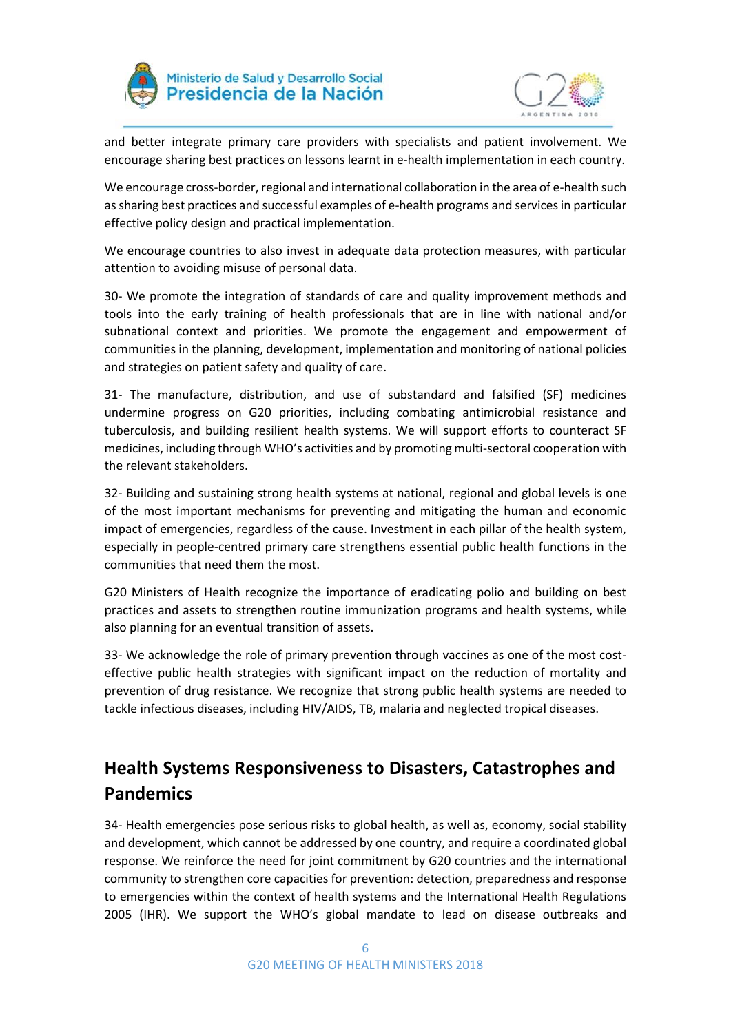and better integrate primary care providers with specialists and patient involvement. We encourage sharing best practices on lessons learnt in e-health implementation in each country.

We encourage cross-border, regional and international collaboration in the area of e-health such as sharing best practices and successful examples of e-health programs and services in particular effective policy design and practical implementation.

We encourage countries to also invest in adequate data protection measures, with particular attention to avoiding misuse of personal data.

30- We promote the integration of standards of care and quality improvement methods and tools into the early training of health professionals that are in line with national and/or subnational context and priorities. We promote the engagement and empowerment of communities in the planning, development, implementation and monitoring of national policies and strategies on patient safety and quality of care.

31- The manufacture, distribution, and use of substandard and falsified (SF) medicines undermine progress on G20 priorities, including combating antimicrobial resistance and tuberculosis, and building resilient health systems. We will support efforts to counteract SF medicines, including through WHO's activities and by promoting multi-sectoral cooperation with the relevant stakeholders.

32- Building and sustaining strong health systems at national, regional and global levels is one of the most important mechanisms for preventing and mitigating the human and economic impact of emergencies, regardless of the cause. Investment in each pillar of the health system, especially in people-centred primary care strengthens essential public health functions in the communities that need them the most.

G20 Ministers of Health recognize the importance of eradicating polio and building on best practices and assets to strengthen routine immunization programs and health systems, while also planning for an eventual transition of assets.

33- We acknowledge the role of primary prevention through vaccines as one of the most cost-effective public health strategies with significant impact on the reduction of mortality and prevention of drug resistance. We recognize that strong public health systems are needed to tackle infectious diseases, including HIV/AIDS, TB, malaria and neglected tropical diseases.

## Health Systems Responsiveness to Disasters, Catastrophes and Pandemics

34- Health emergencies pose serious risks to global health, as well as, economy, social stability and development, which cannot be addressed by one country, and require a coordinated global response. We reinforce the need for joint commitment by G20 countries and the international community to strengthen core capacities for prevention: detection, preparedness and response to emergencies within the context of health systems and the International Health Regulations 2005 (IHR). We support the WHO's global mandate to lead on disease outbreaks and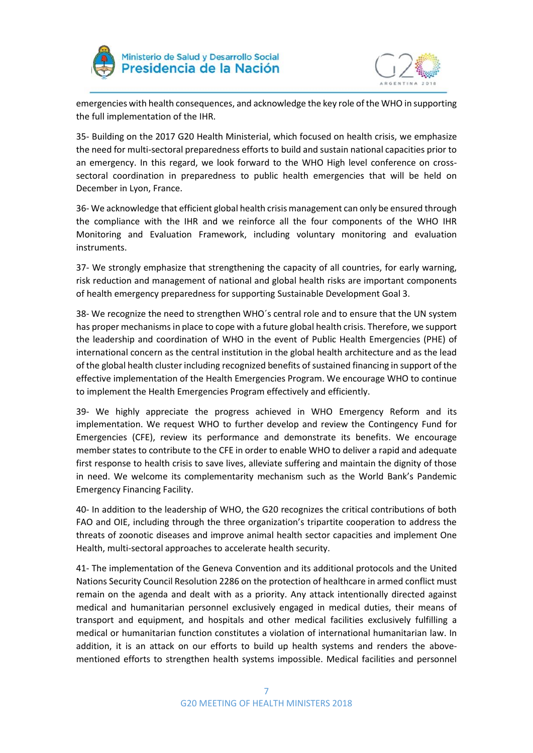emergencies with health consequences, and acknowledge the key role of the WHO in supporting the full implementation of the IHR.

35- Building on the 2017 G20 Health Ministerial, which focused on health crisis, we emphasize the need for multi-sectoral preparedness efforts to build and sustain national capacities prior to an emergency. In this regard, we look forward to the WHO High level conference on cross-sectoral coordination in preparedness to public health emergencies that will be held on December in Lyon, France.

36- We acknowledge that efficient global health crisis management can only be ensured through the compliance with the IHR and we reinforce all the four components of the WHO IHR Monitoring and Evaluation Framework, including voluntary monitoring and evaluation instruments.

37- We strongly emphasize that strengthening the capacity of all countries, for early warning, risk reduction and management of national and global health risks are important components of health emergency preparedness for supporting Sustainable Development Goal 3.

38- We recognize the need to strengthen WHO´s central role and to ensure that the UN system has proper mechanisms in place to cope with a future global health crisis. Therefore, we support the leadership and coordination of WHO in the event of Public Health Emergencies (PHE) of international concern as the central institution in the global health architecture and as the lead of the global health cluster including recognized benefits of sustained financing in support of the effective implementation of the Health Emergencies Program. We encourage WHO to continue to implement the Health Emergencies Program effectively and efficiently.

39- We highly appreciate the progress achieved in WHO Emergency Reform and its implementation. We request WHO to further develop and review the Contingency Fund for Emergencies (CFE), review its performance and demonstrate its benefits. We encourage member states to contribute to the CFE in order to enable WHO to deliver a rapid and adequate first response to health crisis to save lives, alleviate suffering and maintain the dignity of those in need. We welcome its complementarity mechanism such as the World Bank's Pandemic Emergency Financing Facility.

40- In addition to the leadership of WHO, the G20 recognizes the critical contributions of both FAO and OIE, including through the three organization's tripartite cooperation to address the threats of zoonotic diseases and improve animal health sector capacities and implement One Health, multi-sectoral approaches to accelerate health security.

41- The implementation of the Geneva Convention and its additional protocols and the United Nations Security Council Resolution 2286 on the protection of healthcare in armed conflict must remain on the agenda and dealt with as a priority. Any attack intentionally directed against medical and humanitarian personnel exclusively engaged in medical duties, their means of transport and equipment, and hospitals and other medical facilities exclusively fulfilling a medical or humanitarian function constitutes a violation of international humanitarian law. In addition, it is an attack on our efforts to build up health systems and renders the above-mentioned efforts to strengthen health systems impossible. Medical facilities and personnel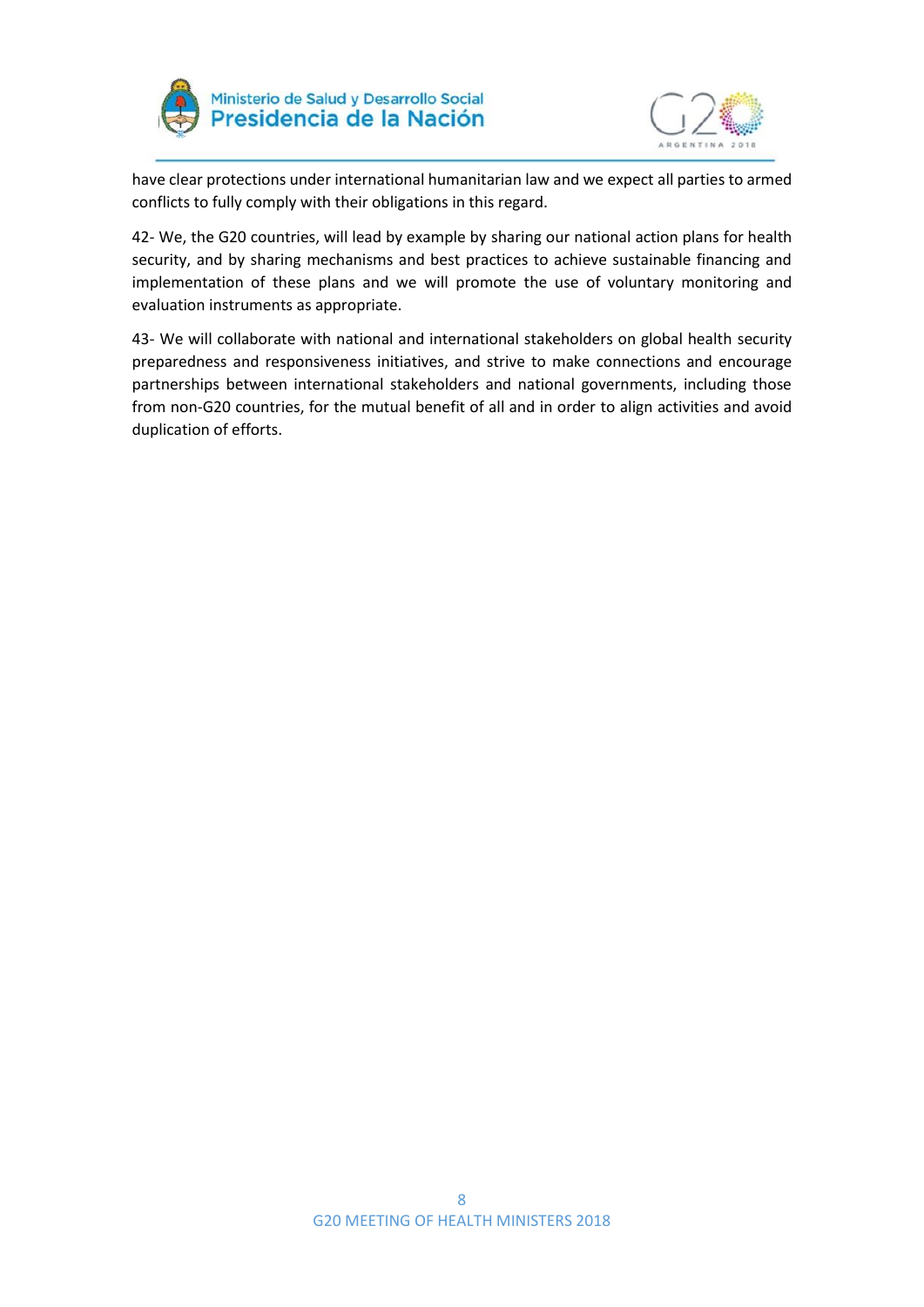have clear protections under international humanitarian law and we expect all parties to armed conflicts to fully comply with their obligations in this regard.

42- We, the G20 countries, will lead by example by sharing our national action plans for health security, and by sharing mechanisms and best practices to achieve sustainable financing and implementation of these plans and we will promote the use of voluntary monitoring and evaluation instruments as appropriate.

43- We will collaborate with national and international stakeholders on global health security preparedness and responsiveness initiatives, and strive to make connections and encourage partnerships between international stakeholders and national governments, including those from non-G20 countries, for the mutual benefit of all and in order to align activities and avoid duplication of efforts.